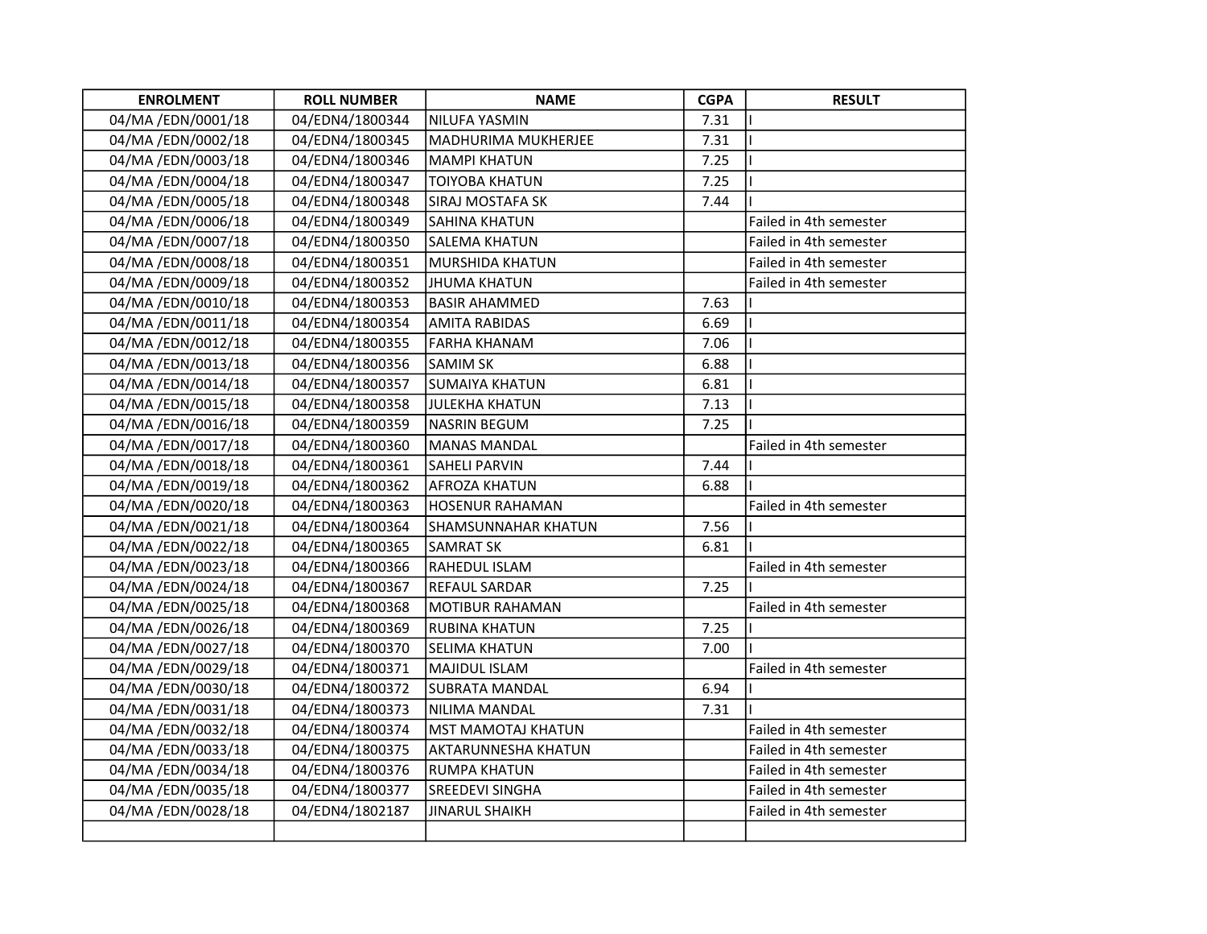| ENROLMENT | ROLL NUMBER | NAME | CGPA | RESULT |
| --- | --- | --- | --- | --- |
| 04/MA /EDN/0001/18 | 04/EDN4/1800344 | NILUFA YASMIN | 7.31 | I |
| 04/MA /EDN/0002/18 | 04/EDN4/1800345 | MADHURIMA MUKHERJEE | 7.31 | I |
| 04/MA /EDN/0003/18 | 04/EDN4/1800346 | MAMPI KHATUN | 7.25 | I |
| 04/MA /EDN/0004/18 | 04/EDN4/1800347 | TOIYOBA KHATUN | 7.25 | I |
| 04/MA /EDN/0005/18 | 04/EDN4/1800348 | SIRAJ MOSTAFA SK | 7.44 | I |
| 04/MA /EDN/0006/18 | 04/EDN4/1800349 | SAHINA KHATUN | | Failed in 4th semester |
| 04/MA /EDN/0007/18 | 04/EDN4/1800350 | SALEMA KHATUN | | Failed in 4th semester |
| 04/MA /EDN/0008/18 | 04/EDN4/1800351 | MURSHIDA KHATUN | | Failed in 4th semester |
| 04/MA /EDN/0009/18 | 04/EDN4/1800352 | JHUMA KHATUN | | Failed in 4th semester |
| 04/MA /EDN/0010/18 | 04/EDN4/1800353 | BASIR AHAMMED | 7.63 | I |
| 04/MA /EDN/0011/18 | 04/EDN4/1800354 | AMITA RABIDAS | 6.69 | I |
| 04/MA /EDN/0012/18 | 04/EDN4/1800355 | FARHA KHANAM | 7.06 | I |
| 04/MA /EDN/0013/18 | 04/EDN4/1800356 | SAMIM SK | 6.88 | I |
| 04/MA /EDN/0014/18 | 04/EDN4/1800357 | SUMAIYA KHATUN | 6.81 | I |
| 04/MA /EDN/0015/18 | 04/EDN4/1800358 | JULEKHA KHATUN | 7.13 | I |
| 04/MA /EDN/0016/18 | 04/EDN4/1800359 | NASRIN BEGUM | 7.25 | I |
| 04/MA /EDN/0017/18 | 04/EDN4/1800360 | MANAS MANDAL | | Failed in 4th semester |
| 04/MA /EDN/0018/18 | 04/EDN4/1800361 | SAHELI PARVIN | 7.44 | I |
| 04/MA /EDN/0019/18 | 04/EDN4/1800362 | AFROZA KHATUN | 6.88 | I |
| 04/MA /EDN/0020/18 | 04/EDN4/1800363 | HOSENUR RAHAMAN | | Failed in 4th semester |
| 04/MA /EDN/0021/18 | 04/EDN4/1800364 | SHAMSUNNAHAR KHATUN | 7.56 | I |
| 04/MA /EDN/0022/18 | 04/EDN4/1800365 | SAMRAT SK | 6.81 | I |
| 04/MA /EDN/0023/18 | 04/EDN4/1800366 | RAHEDUL ISLAM | | Failed in 4th semester |
| 04/MA /EDN/0024/18 | 04/EDN4/1800367 | REFAUL SARDAR | 7.25 | I |
| 04/MA /EDN/0025/18 | 04/EDN4/1800368 | MOTIBUR RAHAMAN | | Failed in 4th semester |
| 04/MA /EDN/0026/18 | 04/EDN4/1800369 | RUBINA KHATUN | 7.25 | I |
| 04/MA /EDN/0027/18 | 04/EDN4/1800370 | SELIMA KHATUN | 7.00 | I |
| 04/MA /EDN/0029/18 | 04/EDN4/1800371 | MAJIDUL ISLAM | | Failed in 4th semester |
| 04/MA /EDN/0030/18 | 04/EDN4/1800372 | SUBRATA MANDAL | 6.94 | I |
| 04/MA /EDN/0031/18 | 04/EDN4/1800373 | NILIMA MANDAL | 7.31 | I |
| 04/MA /EDN/0032/18 | 04/EDN4/1800374 | MST MAMOTAJ KHATUN | | Failed in 4th semester |
| 04/MA /EDN/0033/18 | 04/EDN4/1800375 | AKTARUNNESHA KHATUN | | Failed in 4th semester |
| 04/MA /EDN/0034/18 | 04/EDN4/1800376 | RUMPA KHATUN | | Failed in 4th semester |
| 04/MA /EDN/0035/18 | 04/EDN4/1800377 | SREEDEVI SINGHA | | Failed in 4th semester |
| 04/MA /EDN/0028/18 | 04/EDN4/1802187 | JINARUL SHAIKH | | Failed in 4th semester |
| | | | | |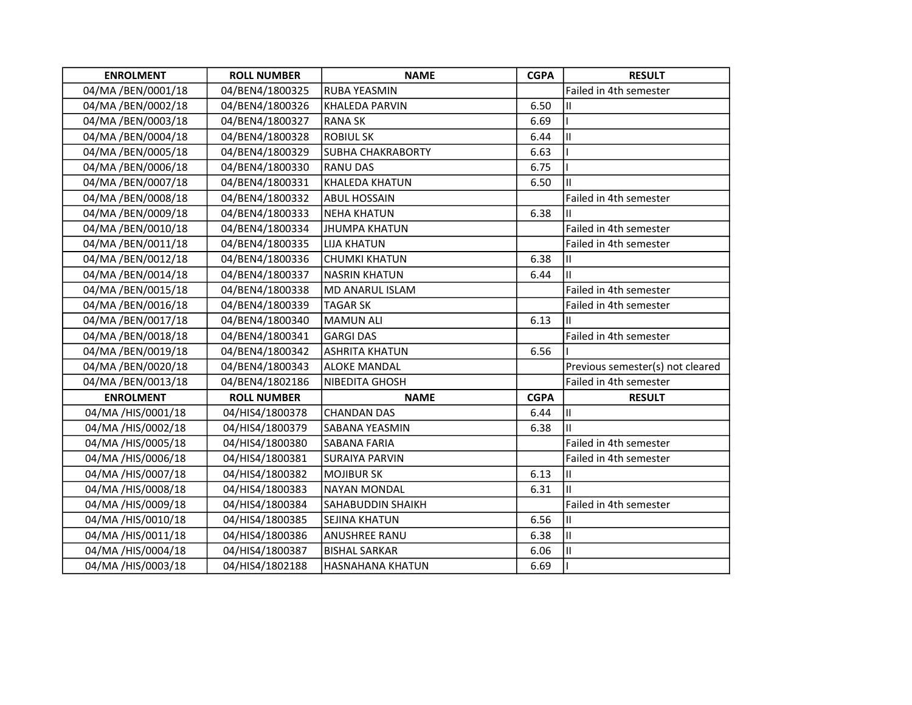| ENROLMENT | ROLL NUMBER | NAME | CGPA | RESULT |
|---|---|---|---|---|
| 04/MA /BEN/0001/18 | 04/BEN4/1800325 | RUBA YEASMIN | | Failed in 4th semester |
| 04/MA /BEN/0002/18 | 04/BEN4/1800326 | KHALEDA PARVIN | 6.50 | II |
| 04/MA /BEN/0003/18 | 04/BEN4/1800327 | RANA SK | 6.69 | I |
| 04/MA /BEN/0004/18 | 04/BEN4/1800328 | ROBIUL SK | 6.44 | II |
| 04/MA /BEN/0005/18 | 04/BEN4/1800329 | SUBHA CHAKRABORTY | 6.63 | I |
| 04/MA /BEN/0006/18 | 04/BEN4/1800330 | RANU DAS | 6.75 | I |
| 04/MA /BEN/0007/18 | 04/BEN4/1800331 | KHALEDA KHATUN | 6.50 | II |
| 04/MA /BEN/0008/18 | 04/BEN4/1800332 | ABUL HOSSAIN | | Failed in 4th semester |
| 04/MA /BEN/0009/18 | 04/BEN4/1800333 | NEHA KHATUN | 6.38 | II |
| 04/MA /BEN/0010/18 | 04/BEN4/1800334 | JHUMPA KHATUN | | Failed in 4th semester |
| 04/MA /BEN/0011/18 | 04/BEN4/1800335 | LIJA KHATUN | | Failed in 4th semester |
| 04/MA /BEN/0012/18 | 04/BEN4/1800336 | CHUMKI KHATUN | 6.38 | II |
| 04/MA /BEN/0014/18 | 04/BEN4/1800337 | NASRIN KHATUN | 6.44 | II |
| 04/MA /BEN/0015/18 | 04/BEN4/1800338 | MD ANARUL ISLAM | | Failed in 4th semester |
| 04/MA /BEN/0016/18 | 04/BEN4/1800339 | TAGAR SK | | Failed in 4th semester |
| 04/MA /BEN/0017/18 | 04/BEN4/1800340 | MAMUN ALI | 6.13 | II |
| 04/MA /BEN/0018/18 | 04/BEN4/1800341 | GARGI DAS | | Failed in 4th semester |
| 04/MA /BEN/0019/18 | 04/BEN4/1800342 | ASHRITA KHATUN | 6.56 | I |
| 04/MA /BEN/0020/18 | 04/BEN4/1800343 | ALOKE MANDAL | | Previous semester(s) not cleared |
| 04/MA /BEN/0013/18 | 04/BEN4/1802186 | NIBEDITA GHOSH | | Failed in 4th semester |
| ENROLMENT | ROLL NUMBER | NAME | CGPA | RESULT |
| 04/MA /HIS/0001/18 | 04/HIS4/1800378 | CHANDAN DAS | 6.44 | II |
| 04/MA /HIS/0002/18 | 04/HIS4/1800379 | SABANA YEASMIN | 6.38 | II |
| 04/MA /HIS/0005/18 | 04/HIS4/1800380 | SABANA FARIA | | Failed in 4th semester |
| 04/MA /HIS/0006/18 | 04/HIS4/1800381 | SURAIYA PARVIN | | Failed in 4th semester |
| 04/MA /HIS/0007/18 | 04/HIS4/1800382 | MOJIBUR SK | 6.13 | II |
| 04/MA /HIS/0008/18 | 04/HIS4/1800383 | NAYAN MONDAL | 6.31 | II |
| 04/MA /HIS/0009/18 | 04/HIS4/1800384 | SAHABUDDIN SHAIKH | | Failed in 4th semester |
| 04/MA /HIS/0010/18 | 04/HIS4/1800385 | SEJINA KHATUN | 6.56 | II |
| 04/MA /HIS/0011/18 | 04/HIS4/1800386 | ANUSHREE RANU | 6.38 | II |
| 04/MA /HIS/0004/18 | 04/HIS4/1800387 | BISHAL SARKAR | 6.06 | II |
| 04/MA /HIS/0003/18 | 04/HIS4/1802188 | HASNAHANA KHATUN | 6.69 | I |